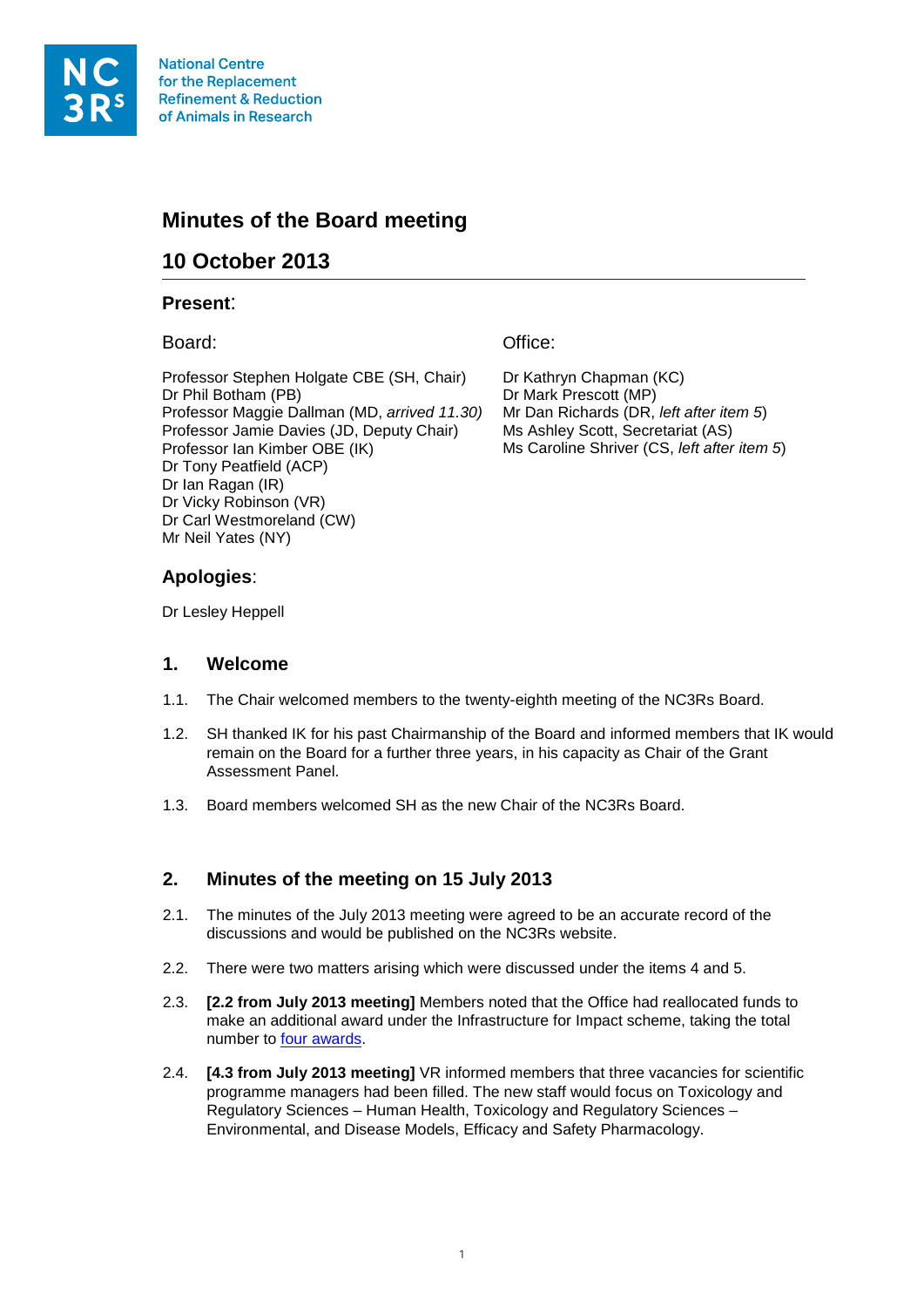National Centre for the Replacement Refinement & Reduction of Animals in Research

# Minutes of the Board meeting

## 10 October 2013

### Present:

Board:

Professor Stephen Holgate CBE (SH, Chair)
Dr Phil Botham (PB)
Professor Maggie Dallman (MD, *arrived 11.30)*
Professor Jamie Davies (JD, Deputy Chair)
Professor Ian Kimber OBE (IK)
Dr Tony Peatfield (ACP)
Dr Ian Ragan (IR)
Dr Vicky Robinson (VR)
Dr Carl Westmoreland (CW)
Mr Neil Yates (NY)

Office:

Dr Kathryn Chapman (KC)
Dr Mark Prescott (MP)
Mr Dan Richards (DR, *left after item 5*)
Ms Ashley Scott, Secretariat (AS)
Ms Caroline Shriver (CS, *left after item 5*)

### Apologies:

Dr Lesley Heppell

### 1. Welcome

1.1. The Chair welcomed members to the twenty-eighth meeting of the NC3Rs Board.

1.2. SH thanked IK for his past Chairmanship of the Board and informed members that IK would remain on the Board for a further three years, in his capacity as Chair of the Grant Assessment Panel.

1.3. Board members welcomed SH as the new Chair of the NC3Rs Board.

### 2. Minutes of the meeting on 15 July 2013

2.1. The minutes of the July 2013 meeting were agreed to be an accurate record of the discussions and would be published on the NC3Rs website.

2.2. There were two matters arising which were discussed under the items 4 and 5.

2.3. **[2.2 from July 2013 meeting]** Members noted that the Office had reallocated funds to make an additional award under the Infrastructure for Impact scheme, taking the total number to four awards.

2.4. **[4.3 from July 2013 meeting]** VR informed members that three vacancies for scientific programme managers had been filled. The new staff would focus on Toxicology and Regulatory Sciences – Human Health, Toxicology and Regulatory Sciences – Environmental, and Disease Models, Efficacy and Safety Pharmacology.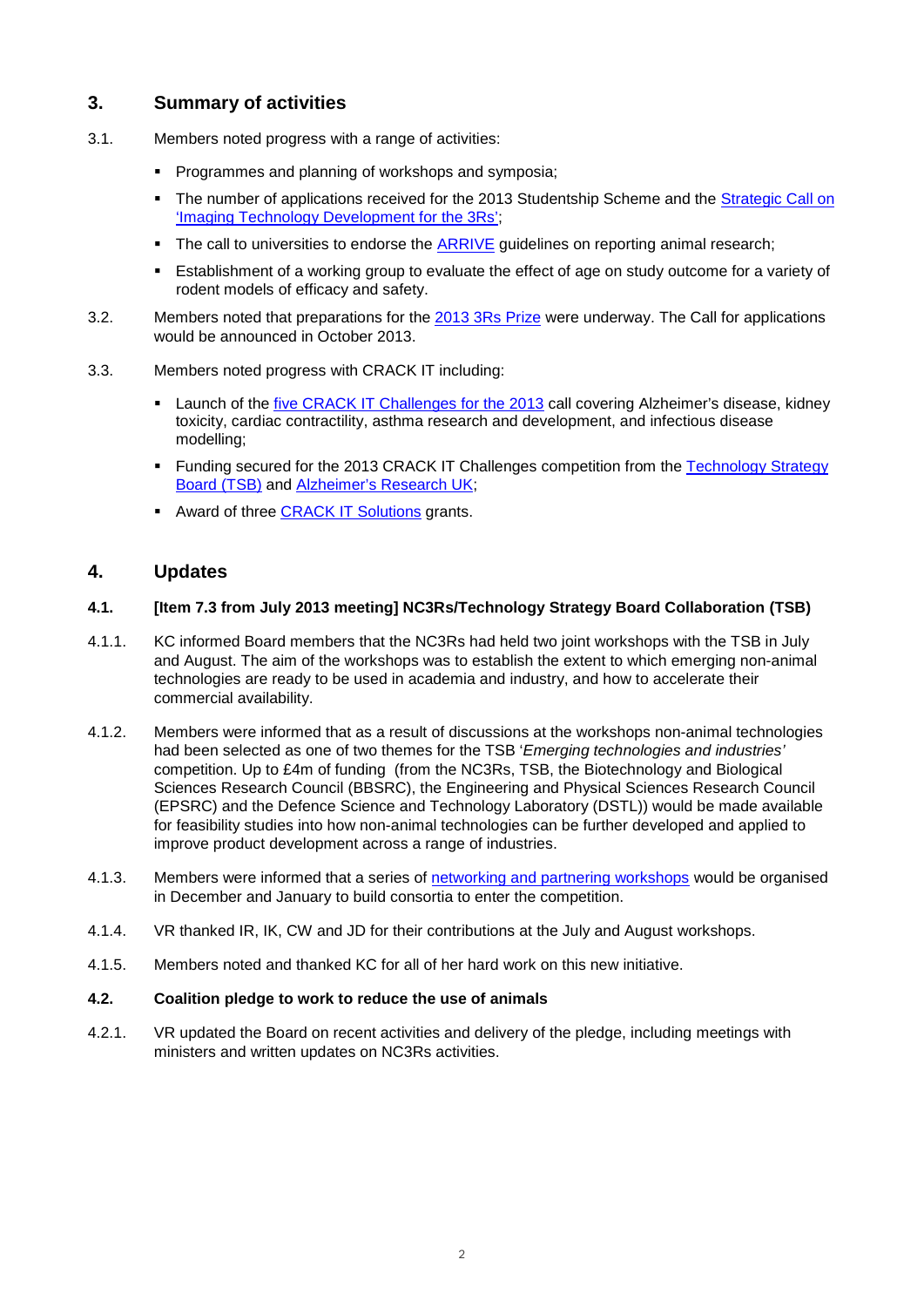## 3. Summary of activities

3.1. Members noted progress with a range of activities:

- Programmes and planning of workshops and symposia;
- The number of applications received for the 2013 Studentship Scheme and the Strategic Call on 'Imaging Technology Development for the 3Rs';
- The call to universities to endorse the ARRIVE guidelines on reporting animal research;
- Establishment of a working group to evaluate the effect of age on study outcome for a variety of rodent models of efficacy and safety.

3.2. Members noted that preparations for the 2013 3Rs Prize were underway. The Call for applications would be announced in October 2013.

3.3. Members noted progress with CRACK IT including:

- Launch of the five CRACK IT Challenges for the 2013 call covering Alzheimer's disease, kidney toxicity, cardiac contractility, asthma research and development, and infectious disease modelling;
- Funding secured for the 2013 CRACK IT Challenges competition from the Technology Strategy Board (TSB) and Alzheimer's Research UK;
- Award of three CRACK IT Solutions grants.

## 4. Updates

### 4.1. [Item 7.3 from July 2013 meeting] NC3Rs/Technology Strategy Board Collaboration (TSB)

4.1.1. KC informed Board members that the NC3Rs had held two joint workshops with the TSB in July and August. The aim of the workshops was to establish the extent to which emerging non-animal technologies are ready to be used in academia and industry, and how to accelerate their commercial availability.

4.1.2. Members were informed that as a result of discussions at the workshops non-animal technologies had been selected as one of two themes for the TSB '*Emerging technologies and industries'* competition. Up to £4m of funding (from the NC3Rs, TSB, the Biotechnology and Biological Sciences Research Council (BBSRC), the Engineering and Physical Sciences Research Council (EPSRC) and the Defence Science and Technology Laboratory (DSTL)) would be made available for feasibility studies into how non-animal technologies can be further developed and applied to improve product development across a range of industries.

4.1.3. Members were informed that a series of networking and partnering workshops would be organised in December and January to build consortia to enter the competition.

4.1.4. VR thanked IR, IK, CW and JD for their contributions at the July and August workshops.

4.1.5. Members noted and thanked KC for all of her hard work on this new initiative.

### 4.2. Coalition pledge to work to reduce the use of animals

4.2.1. VR updated the Board on recent activities and delivery of the pledge, including meetings with ministers and written updates on NC3Rs activities.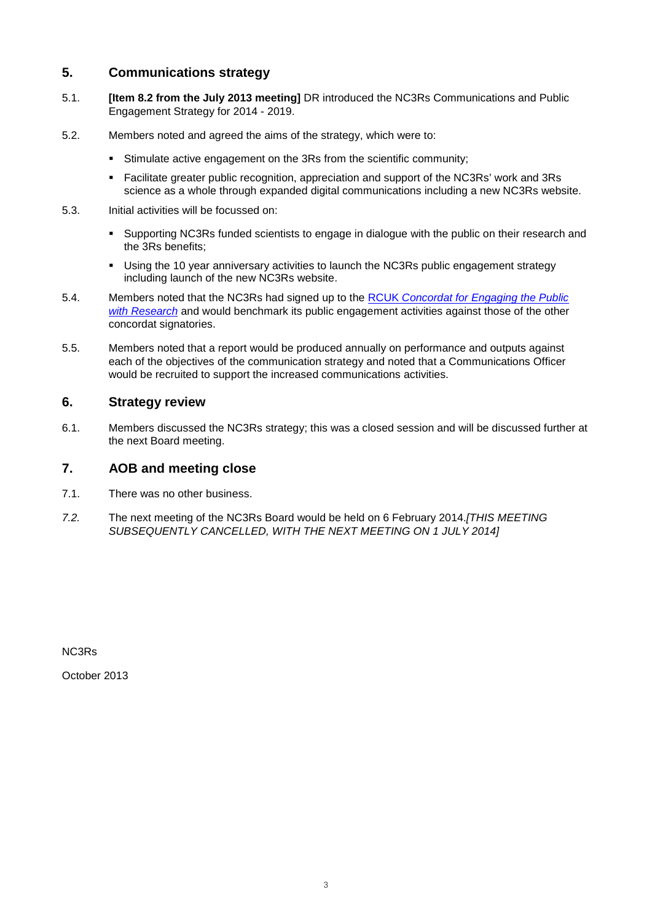## 5. Communications strategy

5.1. **[Item 8.2 from the July 2013 meeting]** DR introduced the NC3Rs Communications and Public Engagement Strategy for 2014 - 2019.

5.2. Members noted and agreed the aims of the strategy, which were to:

- Stimulate active engagement on the 3Rs from the scientific community;
- Facilitate greater public recognition, appreciation and support of the NC3Rs' work and 3Rs science as a whole through expanded digital communications including a new NC3Rs website.

5.3. Initial activities will be focussed on:

- Supporting NC3Rs funded scientists to engage in dialogue with the public on their research and the 3Rs benefits;
- Using the 10 year anniversary activities to launch the NC3Rs public engagement strategy including launch of the new NC3Rs website.

5.4. Members noted that the NC3Rs had signed up to the RCUK *Concordat for Engaging the Public with Research* and would benchmark its public engagement activities against those of the other concordat signatories.

5.5. Members noted that a report would be produced annually on performance and outputs against each of the objectives of the communication strategy and noted that a Communications Officer would be recruited to support the increased communications activities.

## 6. Strategy review

6.1. Members discussed the NC3Rs strategy; this was a closed session and will be discussed further at the next Board meeting.

## 7. AOB and meeting close

7.1. There was no other business.

*7.2.* The next meeting of the NC3Rs Board would be held on 6 February 2014.*[THIS MEETING SUBSEQUENTLY CANCELLED, WITH THE NEXT MEETING ON 1 JULY 2014]*

NC3Rs

October 2013